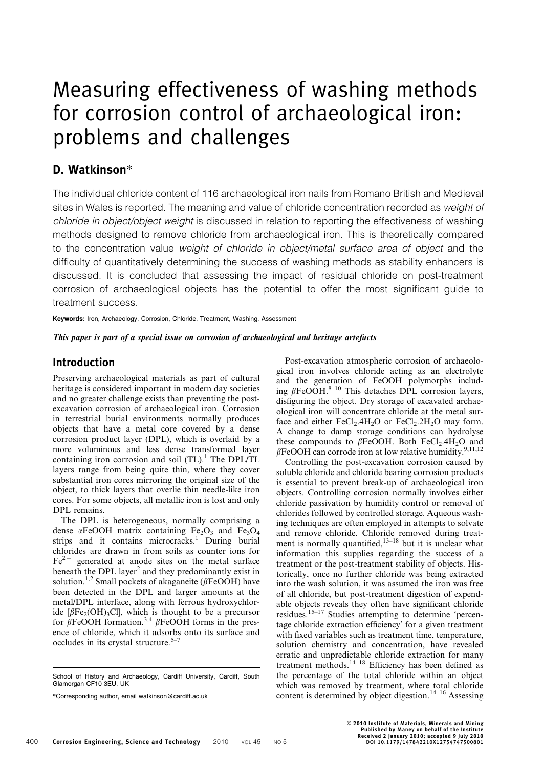# Measuring effectiveness of washing methods for corrosion control of archaeological iron: problems and challenges

## D. Watkinson*

The individual chloride content of 116 archaeological iron nails from Romano British and Medieval sites in Wales is reported. The meaning and value of chloride concentration recorded as *weight of chloride in object/object weight* is discussed in relation to reporting the effectiveness of washing methods designed to remove chloride from archaeological iron. This is theoretically compared to the concentration value *weight of chloride in object/metal surface area of object* and the difficulty of quantitatively determining the success of washing methods as stability enhancers is discussed. It is concluded that assessing the impact of residual chloride on post-treatment corrosion of archaeological objects has the potential to offer the most significant guide to treatment success.

**Keywords:** Iron, Archaeology, Corrosion, Chloride, Treatment, Washing, Assessment

***This paper is part of a special issue on corrosion of archaeological and heritage artefacts***

## Introduction

Preserving archaeological materials as part of cultural heritage is considered important in modern day societies and no greater challenge exists than preventing the post-excavation corrosion of archaeological iron. Corrosion in terrestrial burial environments normally produces objects that have a metal core covered by a dense corrosion product layer (DPL), which is overlaid by a more voluminous and less dense transformed layer containing iron corrosion and soil (TL).[1] The DPL/TL layers range from being quite thin, where they cover substantial iron cores mirroring the original size of the object, to thick layers that overlie thin needle-like iron cores. For some objects, all metallic iron is lost and only DPL remains.

The DPL is heterogeneous, normally comprising a dense $\alpha$FeOOH matrix containing $Fe_2O_3$ and $Fe_3O_4$ strips and it contains microcracks.[1] During burial chlorides are drawn in from soils as counter ions for $Fe^{2+}$ generated at anode sites on the metal surface beneath the DPL layer[2] and they predominantly exist in solution.[1,2] Small pockets of akaganeite ($\beta$FeOOH) have been detected in the DPL and larger amounts at the metal/DPL interface, along with ferrous hydroxychloride [$\beta Fe_2(OH)_3Cl$], which is thought to be a precursor for $\beta$FeOOH formation.[3,4] $\beta$FeOOH forms in the presence of chloride, which it adsorbs onto its surface and occludes in its crystal structure.[5–7]

Post-excavation atmospheric corrosion of archaeological iron involves chloride acting as an electrolyte and the generation of FeOOH polymorphs including $\beta$FeOOH.[8–10] This detaches DPL corrosion layers, disfiguring the object. Dry storage of excavated archaeological iron will concentrate chloride at the metal surface and either $FeCl_2.4H_2O$ or $FeCl_2.2H_2O$ may form. A change to damp storage conditions can hydrolyse these compounds to $\beta$FeOOH. Both $FeCl_2.4H_2O$ and $\beta$FeOOH can corrode iron at low relative humidity.[9,11,12]

Controlling the post-excavation corrosion caused by soluble chloride and chloride bearing corrosion products is essential to prevent break-up of archaeological iron objects. Controlling corrosion normally involves either chloride passivation by humidity control or removal of chlorides followed by controlled storage. Aqueous washing techniques are often employed in attempts to solvate and remove chloride. Chloride removed during treatment is normally quantified,[13–18] but it is unclear what information this supplies regarding the success of a treatment or the post-treatment stability of objects. Historically, once no further chloride was being extracted into the wash solution, it was assumed the iron was free of all chloride, but post-treatment digestion of expendable objects reveals they often have significant chloride residues.[15–17] Studies attempting to determine 'percentage chloride extraction efficiency' for a given treatment with fixed variables such as treatment time, temperature, solution chemistry and concentration, have revealed erratic and unpredictable chloride extraction for many treatment methods.[14–18] Efficiency has been defined as the percentage of the total chloride within an object which was removed by treatment, where total chloride content is determined by object digestion.[14–16] Assessing

School of History and Archaeology, Cardiff University, Cardiff, South Glamorgan CF10 3EU, UK

*Corresponding author, email watkinson@cardiff.ac.uk

© 2010 Institute of Materials, Minerals and Mining
Published by Maney on behalf of the Institute
Received 2 January 2010; accepted 9 July 2010
DOI 10.1179/147842210X12754747500801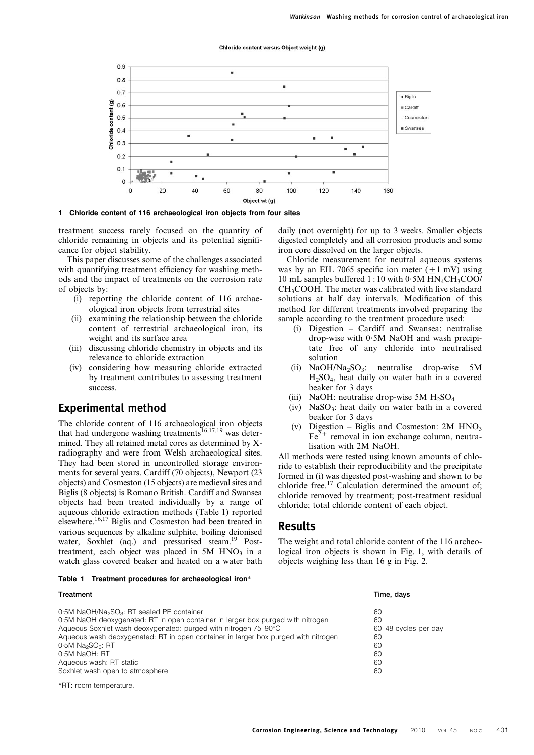**1 Chloride content of 116 archaeological iron objects from four sites**

treatment success rarely focused on the quantity of chloride remaining in objects and its potential significance for object stability.

This paper discusses some of the challenges associated with quantifying treatment efficiency for washing methods and the impact of treatments on the corrosion rate of objects by:

- (i) reporting the chloride content of 116 archaeological iron objects from terrestrial sites
- (ii) examining the relationship between the chloride content of terrestrial archaeological iron, its weight and its surface area
- (iii) discussing chloride chemistry in objects and its relevance to chloride extraction
- (iv) considering how measuring chloride extracted by treatment contributes to assessing treatment success.

## Experimental method

The chloride content of 116 archaeological iron objects that had undergone washing treatments[16,17,19] was determined. They all retained metal cores as determined by X-radiography and were from Welsh archaeological sites. They had been stored in uncontrolled storage environments for several years. Cardiff (70 objects), Newport (23 objects) and Cosmeston (15 objects) are medieval sites and Biglis (8 objects) is Romano British. Cardiff and Swansea objects had been treated individually by a range of aqueous chloride extraction methods (Table 1) reported elsewhere.[16,17] Biglis and Cosmeston had been treated in various sequences by alkaline sulphite, boiling deionised water, Soxhlet (aq.) and pressurised steam.[19] Post-treatment, each object was placed in 5M $HNO_3$ in a watch glass covered beaker and heated on a water bath daily (not overnight) for up to 3 weeks. Smaller objects digested completely and all corrosion products and some iron core dissolved on the larger objects.

Chloride measurement for neutral aqueous systems was by an EIL 7065 specific ion meter ($\pm 1$ mV) using 10 mL samples buffered 1 : 10 with 0·5M $HN_4CH_3COO$/$CH_3COOH$. The meter was calibrated with five standard solutions at half day intervals. Modification of this method for different treatments involved preparing the sample according to the treatment procedure used:

- (i) Digestion – Cardiff and Swansea: neutralise drop-wise with 0·5M NaOH and wash precipitate free of any chloride into neutralised solution
- (ii) $NaOH/Na_2SO_3$: neutralise drop-wise 5M $H_2SO_4$, heat daily on water bath in a covered beaker for 3 days
- (iii) NaOH: neutralise drop-wise 5M $H_2SO_4$
- (iv) $NaSO_3$: heat daily on water bath in a covered beaker for 3 days
- (v) Digestion – Biglis and Cosmeston: 2M $HNO_3$ $Fe^{2+}$ removal in ion exchange column, neutralisation with 2M NaOH.

All methods were tested using known amounts of chloride to establish their reproducibility and the precipitate formed in (i) was digested post-washing and shown to be chloride free.[17] Calculation determined the amount of; chloride removed by treatment; post-treatment residual chloride; total chloride content of each object.

## Results

The weight and total chloride content of the 116 archeological iron objects is shown in Fig. 1, with details of objects weighing less than 16 g in Fig. 2.

**Table 1 Treatment procedures for archaeological iron***

| Treatment | Time, days |
|---|---|
| 0·5M $NaOH/Na_2SO_3$: RT sealed PE container | 60 |
| 0·5M NaOH deoxygenated: RT in open container in larger box purged with nitrogen | 60 |
| Aqueous Soxhlet wash deoxygenated: purged with nitrogen 75–90°C | 60–48 cycles per day |
| Aqueous wash deoxygenated: RT in open container in larger box purged with nitrogen | 60 |
| 0·5M $Na_2SO_3$: RT | 60 |
| 0·5M NaOH: RT | 60 |
| Aqueous wash: RT static | 60 |
| Soxhlet wash open to atmosphere | 60 |

*RT: room temperature.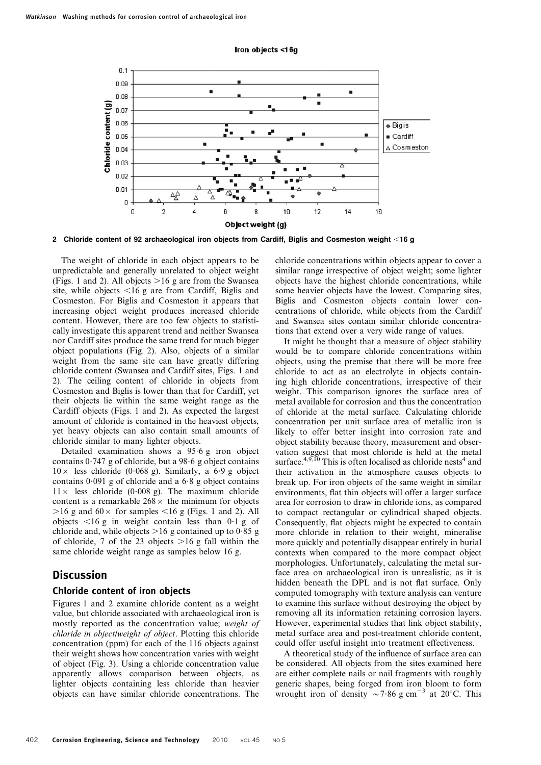Iron objects <16g

0.1
0.09
0.08
0.07
0.06
0.05
0.04
0.03
0.02
0.01
0

Chloride content (g)

0 2 4 6 8 10 12 14 16

Object weight (g)

Biglis
Cardiff
Cosmeston

**2 Chloride content of 92 archaeological iron objects from Cardiff, Biglis and Cosmeston weight <16 g**

The weight of chloride in each object appears to be unpredictable and generally unrelated to object weight (Figs. 1 and 2). All objects >16 g are from the Swansea site, while objects <16 g are from Cardiff, Biglis and Cosmeston. For Biglis and Cosmeston it appears that increasing object weight produces increased chloride content. However, there are too few objects to statistically investigate this apparent trend and neither Swansea nor Cardiff sites produce the same trend for much bigger object populations (Fig. 2). Also, objects of a similar weight from the same site can have greatly differing chloride content (Swansea and Cardiff sites, Figs. 1 and 2). The ceiling content of chloride in objects from Cosmeston and Biglis is lower than that for Cardiff, yet their objects lie within the same weight range as the Cardiff objects (Figs. 1 and 2). As expected the largest amount of chloride is contained in the heaviest objects, yet heavy objects can also contain small amounts of chloride similar to many lighter objects.

Detailed examination shows a 95·6 g iron object contains 0·747 g of chloride, but a 98·6 g object contains 10× less chloride (0·068 g). Similarly, a 6·9 g object contains 0·091 g of chloride and a 6·8 g object contains 11× less chloride (0·008 g). The maximum chloride content is a remarkable 268× the minimum for objects >16 g and 60× for samples <16 g (Figs. 1 and 2). All objects <16 g in weight contain less than 0·1 g of chloride and, while objects >16 g contained up to 0·85 g of chloride, 7 of the 23 objects >16 g fall within the same chloride weight range as samples below 16 g.

## Discussion

### Chloride content of iron objects

Figures 1 and 2 examine chloride content as a weight value, but chloride associated with archaeological iron is mostly reported as the concentration value; *weight of chloride in object/weight of object*. Plotting this chloride concentration (ppm) for each of the 116 objects against their weight shows how concentration varies with weight of object (Fig. 3). Using a chloride concentration value apparently allows comparison between objects, as lighter objects containing less chloride than heavier objects can have similar chloride concentrations. The chloride concentrations within objects appear to cover a similar range irrespective of object weight; some lighter objects have the highest chloride concentrations, while some heavier objects have the lowest. Comparing sites, Biglis and Cosmeston objects contain lower concentrations of chloride, while objects from the Cardiff and Swansea sites contain similar chloride concentrations that extend over a very wide range of values.

It might be thought that a measure of object stability would be to compare chloride concentrations within objects, using the premise that there will be more free chloride to act as an electrolyte in objects containing high chloride concentrations, irrespective of their weight. This comparison ignores the surface area of metal available for corrosion and thus the concentration of chloride at the metal surface. Calculating chloride concentration per unit surface area of metallic iron is likely to offer better insight into corrosion rate and object stability because theory, measurement and observation suggest that most chloride is held at the metal surface.[4,9,10] This is often localised as chloride nests[4] and their activation in the atmosphere causes objects to break up. For iron objects of the same weight in similar environments, flat thin objects will offer a larger surface area for corrosion to draw in chloride ions, as compared to compact rectangular or cylindrical shaped objects. Consequently, flat objects might be expected to contain more chloride in relation to their weight, mineralise more quickly and potentially disappear entirely in burial contexts when compared to the more compact object morphologies. Unfortunately, calculating the metal surface area on archaeological iron is unrealistic, as it is hidden beneath the DPL and is not flat surface. Only computed tomography with texture analysis can venture to examine this surface without destroying the object by removing all its information retaining corrosion layers. However, experimental studies that link object stability, metal surface area and post-treatment chloride content, could offer useful insight into treatment effectiveness.

A theoretical study of the influence of surface area can be considered. All objects from the sites examined here are either complete nails or nail fragments with roughly generic shapes, being forged from iron bloom to form wrought iron of density $\sim 7{\cdot}86$ g cm$^{-3}$ at 20°C. This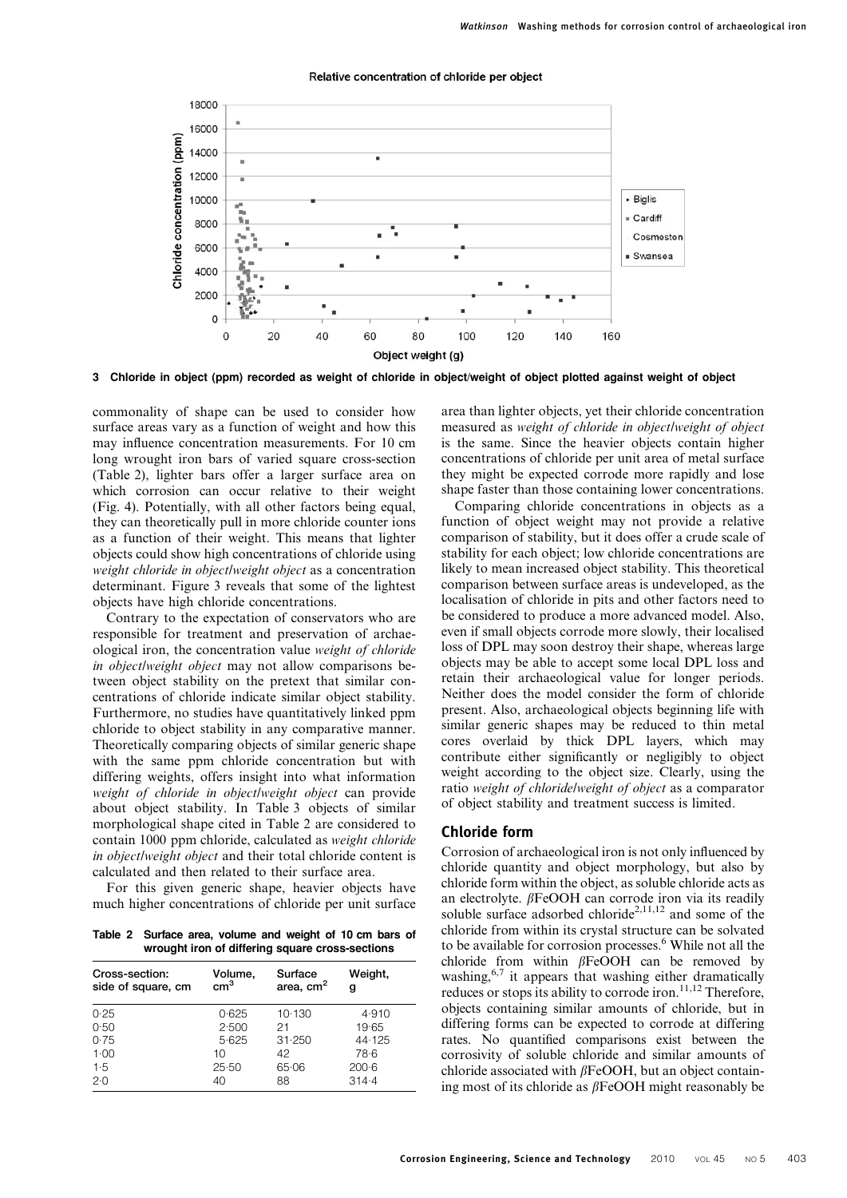Relative concentration of chloride per object

Chloride concentration (ppm)

18000
16000
14000
12000
10000
8000
6000
4000
2000
0

0 20 40 60 80 100 120 140 160

Object weight (g)

Biglis
Cardiff
Cosmeston
Swansea

3 Chloride in object (ppm) recorded as weight of chloride in object/weight of object plotted against weight of object

commonality of shape can be used to consider how surface areas vary as a function of weight and how this may influence concentration measurements. For 10 cm long wrought iron bars of varied square cross-section (Table 2), lighter bars offer a larger surface area on which corrosion can occur relative to their weight (Fig. 4). Potentially, with all other factors being equal, they can theoretically pull in more chloride counter ions as a function of their weight. This means that lighter objects could show high concentrations of chloride using *weight chloride in object/weight object* as a concentration determinant. Figure 3 reveals that some of the lightest objects have high chloride concentrations.

Contrary to the expectation of conservators who are responsible for treatment and preservation of archaeological iron, the concentration value *weight of chloride in object/weight of object* may not allow comparisons between object stability on the pretext that similar concentrations of chloride indicate similar object stability. Furthermore, no studies have quantitatively linked ppm chloride to object stability in any comparative manner. Theoretically comparing objects of similar generic shape with the same ppm chloride concentration but with differing weights, offers insight into what information *weight of chloride in object/weight of object* can provide about object stability. In Table 3 objects of similar morphological shape cited in Table 2 are considered to contain 1000 ppm chloride, calculated as *weight chloride in object/weight object* and their total chloride content is calculated and then related to their surface area.

For this given generic shape, heavier objects have much higher concentrations of chloride per unit surface

Table 2 Surface area, volume and weight of 10 cm bars of wrought iron of differing square cross-sections

| Cross-section: side of square, cm | Volume, $cm^3$ | Surface area, $cm^2$ | Weight, g |
|---|---|---|---|
| 0·25 | 0·625 | 10·130 | 4·910 |
| 0·50 | 2·500 | 21 | 19·65 |
| 0·75 | 5·625 | 31·250 | 44·125 |
| 1·00 | 10 | 42 | 78·6 |
| 1·5 | 25·50 | 65·06 | 200·6 |
| 2·0 | 40 | 88 | 314·4 |

area than lighter objects, yet their chloride concentration measured as *weight of chloride in object/weight of object* is the same. Since the heavier objects contain higher concentrations of chloride per unit area of metal surface they might be expected corrode more rapidly and lose shape faster than those containing lower concentrations.

Comparing chloride concentrations in objects as a function of object weight may not provide a relative comparison of stability, but it does offer a crude scale of stability for each object; low chloride concentrations are likely to mean increased object stability. This theoretical comparison between surface areas is undeveloped, as the localisation of chloride in pits and other factors need to be considered to produce a more advanced model. Also, even if small objects corrode more slowly, their localised loss of DPL may soon destroy their shape, whereas large objects may be able to accept some local DPL loss and retain their archaeological value for longer periods. Neither does the model consider the form of chloride present. Also, archaeological objects beginning life with similar generic shapes may be reduced to thin metal cores overlaid by thick DPL layers, which may contribute either significantly or negligibly to object weight according to the object size. Clearly, using the ratio *weight of chloride/weight of object* as a comparator of object stability and treatment success is limited.

## Chloride form

Corrosion of archaeological iron is not only influenced by chloride quantity and object morphology, but also by chloride form within the object, as soluble chloride acts as an electrolyte. $\beta$FeOOH can corrode iron via its readily soluble surface adsorbed chloride[2,11,12] and some of the chloride from within its crystal structure can be solvated to be available for corrosion processes.[6] While not all the chloride from within $\beta$FeOOH can be removed by washing,[6,7] it appears that washing either dramatically reduces or stops its ability to corrode iron.[11,12] Therefore, objects containing similar amounts of chloride, but in differing forms can be expected to corrode at differing rates. No quantified comparisons exist between the corrosivity of soluble chloride and similar amounts of chloride associated with $\beta$FeOOH, but an object containing most of its chloride as $\beta$FeOOH might reasonably be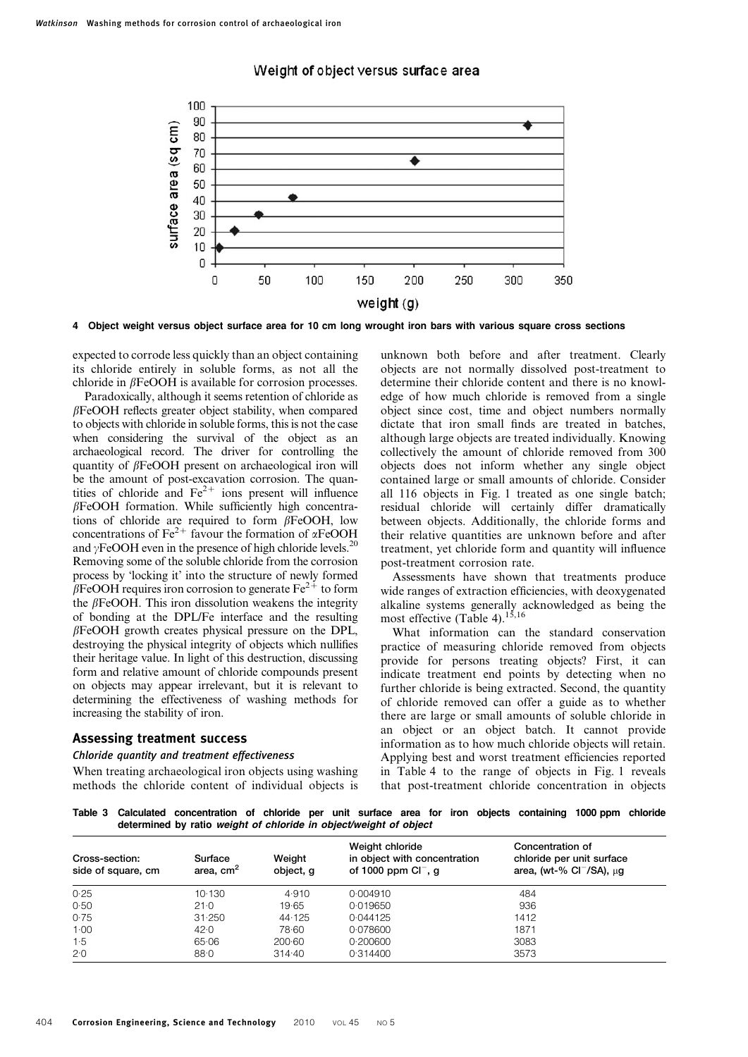4 Object weight versus object surface area for 10 cm long wrought iron bars with various square cross sections

expected to corrode less quickly than an object containing its chloride entirely in soluble forms, as not all the chloride in $\beta$FeOOH is available for corrosion processes.

Paradoxically, although it seems retention of chloride as $\beta$FeOOH reflects greater object stability, when compared to objects with chloride in soluble forms, this is not the case when considering the survival of the object as an archaeological record. The driver for controlling the quantity of $\beta$FeOOH present on archaeological iron will be the amount of post-excavation corrosion. The quantities of chloride and $Fe^{2+}$ ions present will influence $\beta$FeOOH formation. While sufficiently high concentrations of chloride are required to form $\beta$FeOOH, low concentrations of $Fe^{2+}$ favour the formation of $\alpha$FeOOH and $\gamma$FeOOH even in the presence of high chloride levels.[20] Removing some of the soluble chloride from the corrosion process by 'locking it' into the structure of newly formed $\beta$FeOOH requires iron corrosion to generate $Fe^{2+}$ to form the $\beta$FeOOH. This iron dissolution weakens the integrity of bonding at the DPL/Fe interface and the resulting $\beta$FeOOH growth creates physical pressure on the DPL, destroying the physical integrity of objects which nullifies their heritage value. In light of this destruction, discussing form and relative amount of chloride compounds present on objects may appear irrelevant, but it is relevant to determining the effectiveness of washing methods for increasing the stability of iron.

## Assessing treatment success

### *Chloride quantity and treatment effectiveness*

When treating archaeological iron objects using washing methods the chloride content of individual objects is unknown both before and after treatment. Clearly objects are not normally dissolved post-treatment to determine their chloride content and there is no knowledge of how much chloride is removed from a single object since cost, time and object numbers normally dictate that iron small finds are treated in batches, although large objects are treated individually. Knowing collectively the amount of chloride removed from 300 objects does not inform whether any single object contained large or small amounts of chloride. Consider all 116 objects in Fig. 1 treated as one single batch; residual chloride will certainly differ dramatically between objects. Additionally, the chloride forms and their relative quantities are unknown before and after treatment, yet chloride form and quantity will influence post-treatment corrosion rate.

Assessments have shown that treatments produce wide ranges of extraction efficiencies, with deoxygenated alkaline systems generally acknowledged as being the most effective (Table 4).[15,16]

What information can the standard conservation practice of measuring chloride removed from objects provide for persons treating objects? First, it can indicate treatment end points by detecting when no further chloride is being extracted. Second, the quantity of chloride removed can offer a guide as to whether there are large or small amounts of soluble chloride in an object or an object batch. It cannot provide information as to how much chloride objects will retain. Applying best and worst treatment efficiencies reported in Table 4 to the range of objects in Fig. 1 reveals that post-treatment chloride concentration in objects

Table 3 Calculated concentration of chloride per unit surface area for iron objects containing 1000 ppm chloride determined by ratio *weight of chloride in object/weight of object*

| Cross-section: side of square, cm | Surface area, $cm^2$ | Weight object, g | Weight chloride in object with concentration of 1000 ppm $Cl^-$, g | Concentration of chloride per unit surface area, (wt-% $Cl^-$/SA), $\mu$g |
|---|---|---|---|---|
| 0·25 | 10·130 | 4·910 | 0·004910 | 484 |
| 0·50 | 21·0 | 19·65 | 0·019650 | 936 |
| 0·75 | 31·250 | 44·125 | 0·044125 | 1412 |
| 1·00 | 42·0 | 78·60 | 0·078600 | 1871 |
| 1·5 | 65·06 | 200·60 | 0·200600 | 3083 |
| 2·0 | 88·0 | 314·40 | 0·314400 | 3573 |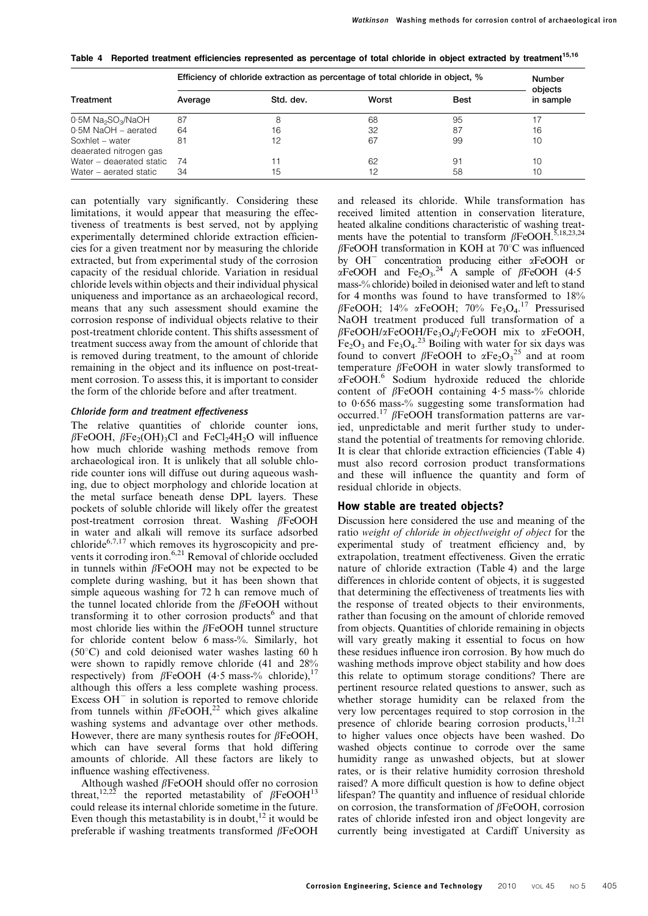**Table 4 Reported treatment efficiencies represented as percentage of total chloride in object extracted by treatment[15,16]**

| Treatment | Efficiency of chloride extraction as percentage of total chloride in object, % | | | | Number objects in sample |
|---|---|---|---|---|---|
| | Average | Std. dev. | Worst | Best | |
| 0·5M $Na_2SO_3$/NaOH | 87 | 8 | 68 | 95 | 17 |
| 0·5M NaOH – aerated | 64 | 16 | 32 | 87 | 16 |
| Soxhlet – water deaerated nitrogen gas | 81 | 12 | 67 | 99 | 10 |
| Water – deaerated static | 74 | 11 | 62 | 91 | 10 |
| Water – aerated static | 34 | 15 | 12 | 58 | 10 |

can potentially vary significantly. Considering these limitations, it would appear that measuring the effectiveness of treatments is best served, not by applying experimentally determined chloride extraction efficiencies for a given treatment nor by measuring the chloride extracted, but from experimental study of the corrosion capacity of the residual chloride. Variation in residual chloride levels within objects and their individual physical uniqueness and importance as an archaeological record, means that any such assessment should examine the corrosion response of individual objects relative to their post-treatment chloride content. This shifts assessment of treatment success away from the amount of chloride that is removed during treatment, to the amount of chloride remaining in the object and its influence on post-treatment corrosion. To assess this, it is important to consider the form of the chloride before and after treatment.

### *Chloride form and treatment effectiveness*

The relative quantities of chloride counter ions, $\beta$FeOOH, $\beta Fe_2(OH)_3Cl$ and $FeCl_24H_2O$ will influence how much chloride washing methods remove from archaeological iron. It is unlikely that all soluble chloride counter ions will diffuse out during aqueous washing, due to object morphology and chloride location at the metal surface beneath dense DPL layers. These pockets of soluble chloride will likely offer the greatest post-treatment corrosion threat. Washing $\beta$FeOOH in water and alkali will remove its surface adsorbed chloride[6,7,17] which removes its hygroscopicity and prevents it corroding iron.[6,21] Removal of chloride occluded in tunnels within $\beta$FeOOH may not be expected to be complete during washing, but it has been shown that simple aqueous washing for 72 h can remove much of the tunnel located chloride from the $\beta$FeOOH without transforming it to other corrosion products[6] and that most chloride lies within the $\beta$FeOOH tunnel structure for chloride content below 6 mass-%. Similarly, hot (50°C) and cold deionised water washes lasting 60 h were shown to rapidly remove chloride (41 and 28% respectively) from $\beta$FeOOH (4·5 mass-% chloride),[17] although this offers a less complete washing process. Excess $OH^-$ in solution is reported to remove chloride from tunnels within $\beta$FeOOH,[22] which gives alkaline washing systems and advantage over other methods. However, there are many synthesis routes for $\beta$FeOOH, which can have several forms that hold differing amounts of chloride. All these factors are likely to influence washing effectiveness.

Although washed $\beta$FeOOH should offer no corrosion threat,[12,22] the reported metastability of $\beta$FeOOH[13] could release its internal chloride sometime in the future. Even though this metastability is in doubt,[12] it would be preferable if washing treatments transformed $\beta$FeOOH and released its chloride. While transformation has received limited attention in conservation literature, heated alkaline conditions characteristic of washing treatments have the potential to transform $\beta$FeOOH.[5,18,23,24] $\beta$FeOOH transformation in KOH at 70°C was influenced by $OH^-$ concentration producing either $\alpha$FeOOH or $\alpha$FeOOH and $Fe_2O_3$.[24] A sample of $\beta$FeOOH (4·5 mass-% chloride) boiled in deionised water and left to stand for 4 months was found to have transformed to 18% $\beta$FeOOH; 14% $\alpha$FeOOH; 70% $Fe_3O_4$.[17] Pressurised NaOH treatment produced full transformation of a $\beta$FeOOH/$\alpha$FeOOH/$Fe_3O_4$/$\gamma$FeOOH mix to $\alpha$FeOOH, $Fe_2O_3$ and $Fe_3O_4$.[23] Boiling with water for six days was found to convert $\beta$FeOOH to $\alpha Fe_2O_3$[25] and at room temperature $\beta$FeOOH in water slowly transformed to $\alpha$FeOOH.[6] Sodium hydroxide reduced the chloride content of $\beta$FeOOH containing 4·5 mass-% chloride to 0·656 mass-% suggesting some transformation had occurred.[17] $\beta$FeOOH transformation patterns are varied, unpredictable and merit further study to understand the potential of treatments for removing chloride. It is clear that chloride extraction efficiencies (Table 4) must also record corrosion product transformations and these will influence the quantity and form of residual chloride in objects.

## How stable are treated objects?

Discussion here considered the use and meaning of the ratio *weight of chloride in object/weight of object* for the experimental study of treatment efficiency and, by extrapolation, treatment effectiveness. Given the erratic nature of chloride extraction (Table 4) and the large differences in chloride content of objects, it is suggested that determining the effectiveness of treatments lies with the response of treated objects to their environments, rather than focusing on the amount of chloride removed from objects. Quantities of chloride remaining in objects will vary greatly making it essential to focus on how these residues influence iron corrosion. By how much do washing methods improve object stability and how does this relate to optimum storage conditions? There are pertinent resource related questions to answer, such as whether storage humidity can be relaxed from the very low percentages required to stop corrosion in the presence of chloride bearing corrosion products,[11,21] to higher values once objects have been washed. Do washed objects continue to corrode over the same humidity range as unwashed objects, but at slower rates, or is their relative humidity corrosion threshold raised? A more difficult question is how to define object lifespan? The quantity and influence of residual chloride on corrosion, the transformation of $\beta$FeOOH, corrosion rates of chloride infested iron and object longevity are currently being investigated at Cardiff University as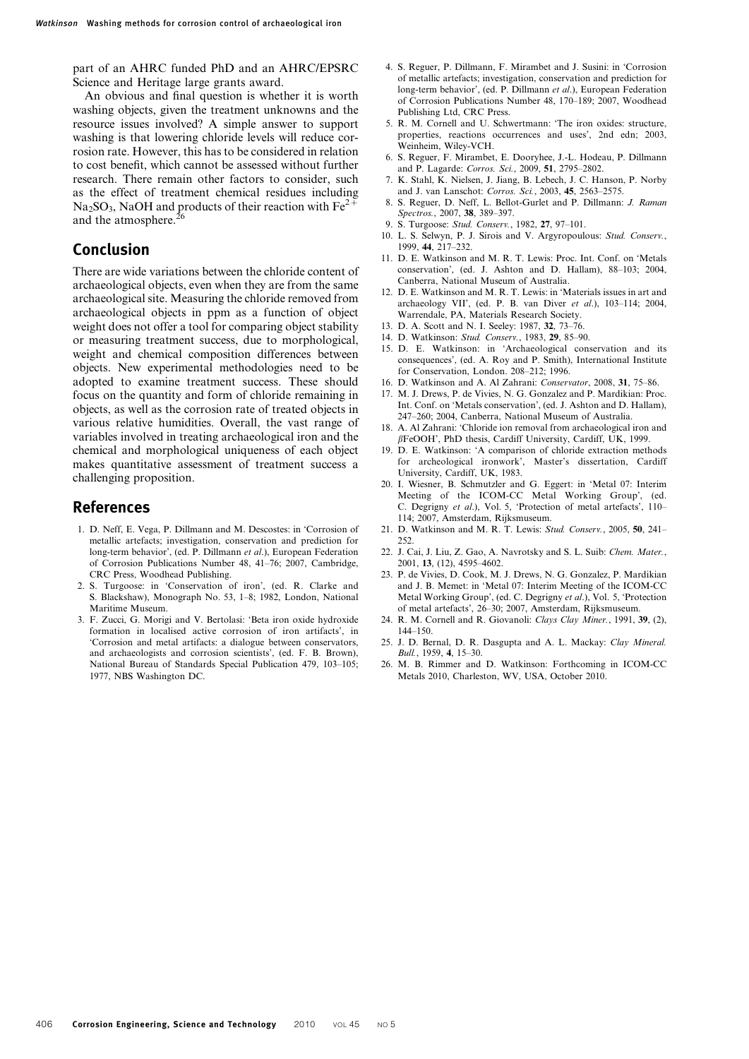part of an AHRC funded PhD and an AHRC/EPSRC Science and Heritage large grants award.

An obvious and final question is whether it is worth washing objects, given the treatment unknowns and the resource issues involved? A simple answer to support washing is that lowering chloride levels will reduce corrosion rate. However, this has to be considered in relation to cost benefit, which cannot be assessed without further research. There remain other factors to consider, such as the effect of treatment chemical residues including $Na_2SO_3$, NaOH and products of their reaction with $Fe^{2+}$ and the atmosphere.[26]

## Conclusion

There are wide variations between the chloride content of archaeological objects, even when they are from the same archaeological site. Measuring the chloride removed from archaeological objects in ppm as a function of object weight does not offer a tool for comparing object stability or measuring treatment success, due to morphological, weight and chemical composition differences between objects. New experimental methodologies need to be adopted to examine treatment success. These should focus on the quantity and form of chloride remaining in objects, as well as the corrosion rate of treated objects in various relative humidities. Overall, the vast range of variables involved in treating archaeological iron and the chemical and morphological uniqueness of each object makes quantitative assessment of treatment success a challenging proposition.

## References

1. D. Neff, E. Vega, P. Dillmann and M. Descostes: in 'Corrosion of metallic artefacts; investigation, conservation and prediction for long-term behavior', (ed. P. Dillmann *et al.*), European Federation of Corrosion Publications Number 48, 41–76; 2007, Cambridge, CRC Press, Woodhead Publishing.
2. S. Turgoose: in 'Conservation of iron', (ed. R. Clarke and S. Blackshaw), Monograph No. 53, 1–8; 1982, London, National Maritime Museum.
3. F. Zucci, G. Morigi and V. Bertolasi: 'Beta iron oxide hydroxide formation in localised active corrosion of iron artifacts', in 'Corrosion and metal artifacts: a dialogue between conservators, and archaeologists and corrosion scientists', (ed. F. B. Brown), National Bureau of Standards Special Publication 479, 103–105; 1977, NBS Washington DC.
4. S. Reguer, P. Dillmann, F. Mirambet and J. Susini: in 'Corrosion of metallic artefacts; investigation, conservation and prediction for long-term behavior', (ed. P. Dillmann *et al.*), European Federation of Corrosion Publications Number 48, 170–189; 2007, Woodhead Publishing Ltd, CRC Press.
5. R. M. Cornell and U. Schwertmann: 'The iron oxides: structure, properties, reactions occurrences and uses', 2nd edn; 2003, Weinheim, Wiley-VCH.
6. S. Reguer, F. Mirambet, E. Dooryhee, J.-L. Hodeau, P. Dillmann and P. Lagarde: *Corros. Sci.*, 2009, **51**, 2795–2802.
7. K. Stahl, K. Nielsen, J. Jiang, B. Lebech, J. C. Hanson, P. Norby and J. van Lanschot: *Corros. Sci.*, 2003, **45**, 2563–2575.
8. S. Reguer, D. Neff, L. Bellot-Gurlet and P. Dillmann: *J. Raman Spectros.*, 2007, **38**, 389–397.
9. S. Turgoose: *Stud. Conserv.*, 1982, **27**, 97–101.
10. L. S. Selwyn, P. J. Sirois and V. Argyropoulous: *Stud. Conserv.*, 1999, **44**, 217–232.
11. D. E. Watkinson and M. R. T. Lewis: Proc. Int. Conf. on 'Metals conservation', (ed. J. Ashton and D. Hallam), 88–103; 2004, Canberra, National Museum of Australia.
12. D. E. Watkinson and M. R. T. Lewis: in 'Materials issues in art and archaeology VII', (ed. P. B. van Diver *et al.*), 103–114; 2004, Warrendale, PA, Materials Research Society.
13. D. A. Scott and N. I. Seeley: 1987, **32**, 73–76.
14. D. Watkinson: *Stud. Conserv.*, 1983, **29**, 85–90.
15. D. E. Watkinson: in 'Archaeological conservation and its consequences', (ed. A. Roy and P. Smith), International Institute for Conservation, London. 208–212; 1996.
16. D. Watkinson and A. Al Zahrani: *Conservator*, 2008, **31**, 75–86.
17. M. J. Drews, P. de Vivies, N. G. Gonzalez and P. Mardikian: Proc. Int. Conf. on 'Metals conservation', (ed. J. Ashton and D. Hallam), 247–260; 2004, Canberra, National Museum of Australia.
18. A. Al Zahrani: 'Chloride ion removal from archaeological iron and βFeOOH', PhD thesis, Cardiff University, Cardiff, UK, 1999.
19. D. E. Watkinson: 'A comparison of chloride extraction methods for archeological ironwork', Master's dissertation, Cardiff University, Cardiff, UK, 1983.
20. I. Wiesner, B. Schmutzler and G. Eggert: in 'Metal 07: Interim Meeting of the ICOM-CC Metal Working Group', (ed. C. Degrigny *et al.*), Vol. 5, 'Protection of metal artefacts', 110–114; 2007, Amsterdam, Rijksmuseum.
21. D. Watkinson and M. R. T. Lewis: *Stud. Conserv.*, 2005, **50**, 241–252.
22. J. Cai, J. Liu, Z. Gao, A. Navrotsky and S. L. Suib: *Chem. Mater.*, 2001, **13**, (12), 4595–4602.
23. P. de Vivies, D. Cook, M. J. Drews, N. G. Gonzalez, P. Mardikian and J. B. Memet: in 'Metal 07: Interim Meeting of the ICOM-CC Metal Working Group', (ed. C. Degrigny *et al.*), Vol. 5, 'Protection of metal artefacts', 26–30; 2007, Amsterdam, Rijksmuseum.
24. R. M. Cornell and R. Giovanoli: *Clays Clay Miner.*, 1991, **39**, (2), 144–150.
25. J. D. Bernal, D. R. Dasgupta and A. L. Mackay: *Clay Mineral. Bull.*, 1959, **4**, 15–30.
26. M. B. Rimmer and D. Watkinson: Forthcoming in ICOM-CC Metals 2010, Charleston, WV, USA, October 2010.